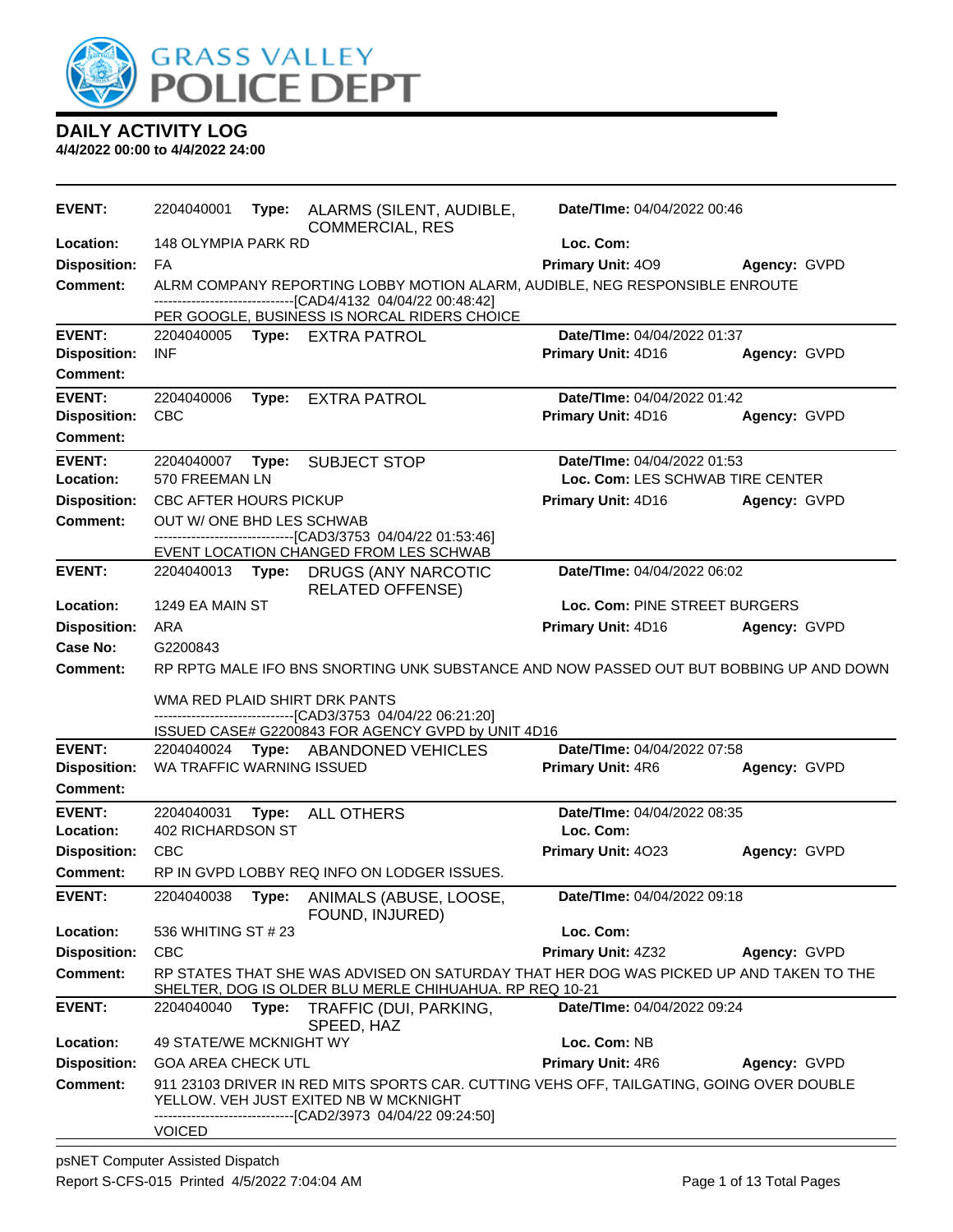# GRASS VALLEY POLICE DEPT

## DAILY ACTIVITY LOG

**4/4/2022 00:00 to 4/4/2022 24:00**

---

**EVENT:** 2204040001 **Type:** ALARMS (SILENT, AUDIBLE, COMMERCIAL, RES **Date/TIme:** 04/04/2022 00:46
**Location:** 148 OLYMPIA PARK RD **Loc. Com:**
**Disposition:** FA **Primary Unit:** 4O9 **Agency:** GVPD
**Comment:** ALRM COMPANY REPORTING LOBBY MOTION ALARM, AUDIBLE, NEG RESPONSIBLE ENROUTE
------------------------------[CAD4/4132 04/04/22 00:48:42]
PER GOOGLE, BUSINESS IS NORCAL RIDERS CHOICE

---

**EVENT:** 2204040005 **Type:** EXTRA PATROL **Date/TIme:** 04/04/2022 01:37
**Disposition:** INF **Primary Unit:** 4D16 **Agency:** GVPD
**Comment:**

---

**EVENT:** 2204040006 **Type:** EXTRA PATROL **Date/TIme:** 04/04/2022 01:42
**Disposition:** CBC **Primary Unit:** 4D16 **Agency:** GVPD
**Comment:**

---

**EVENT:** 2204040007 **Type:** SUBJECT STOP **Date/TIme:** 04/04/2022 01:53
**Location:** 570 FREEMAN LN **Loc. Com:** LES SCHWAB TIRE CENTER
**Disposition:** CBC AFTER HOURS PICKUP **Primary Unit:** 4D16 **Agency:** GVPD
**Comment:** OUT W/ ONE BHD LES SCHWAB
------------------------------[CAD3/3753 04/04/22 01:53:46]
EVENT LOCATION CHANGED FROM LES SCHWAB

---

**EVENT:** 2204040013 **Type:** DRUGS (ANY NARCOTIC RELATED OFFENSE) **Date/TIme:** 04/04/2022 06:02
**Location:** 1249 EA MAIN ST **Loc. Com:** PINE STREET BURGERS
**Disposition:** ARA **Primary Unit:** 4D16 **Agency:** GVPD
**Case No:** G2200843
**Comment:** RP RPTG MALE IFO BNS SNORTING UNK SUBSTANCE AND NOW PASSED OUT BUT BOBBING UP AND DOWN

WMA RED PLAID SHIRT DRK PANTS
------------------------------[CAD3/3753 04/04/22 06:21:20]
ISSUED CASE# G2200843 FOR AGENCY GVPD by UNIT 4D16

---

**EVENT:** 2204040024 **Type:** ABANDONED VEHICLES **Date/TIme:** 04/04/2022 07:58
**Disposition:** WA TRAFFIC WARNING ISSUED **Primary Unit:** 4R6 **Agency:** GVPD
**Comment:**

---

**EVENT:** 2204040031 **Type:** ALL OTHERS **Date/TIme:** 04/04/2022 08:35
**Location:** 402 RICHARDSON ST **Loc. Com:**
**Disposition:** CBC **Primary Unit:** 4O23 **Agency:** GVPD
**Comment:** RP IN GVPD LOBBY REQ INFO ON LODGER ISSUES.

---

**EVENT:** 2204040038 **Type:** ANIMALS (ABUSE, LOOSE, FOUND, INJURED) **Date/TIme:** 04/04/2022 09:18
**Location:** 536 WHITING ST # 23 **Loc. Com:**
**Disposition:** CBC **Primary Unit:** 4Z32 **Agency:** GVPD
**Comment:** RP STATES THAT SHE WAS ADVISED ON SATURDAY THAT HER DOG WAS PICKED UP AND TAKEN TO THE SHELTER, DOG IS OLDER BLU MERLE CHIHUAHUA. RP REQ 10-21

---

**EVENT:** 2204040040 **Type:** TRAFFIC (DUI, PARKING, SPEED, HAZ **Date/TIme:** 04/04/2022 09:24
**Location:** 49 STATE/WE MCKNIGHT WY **Loc. Com:** NB
**Disposition:** GOA AREA CHECK UTL **Primary Unit:** 4R6 **Agency:** GVPD
**Comment:** 911 23103 DRIVER IN RED MITS SPORTS CAR. CUTTING VEHS OFF, TAILGATING, GOING OVER DOUBLE YELLOW. VEH JUST EXITED NB W MCKNIGHT
------------------------------[CAD2/3973 04/04/22 09:24:50]
VOICED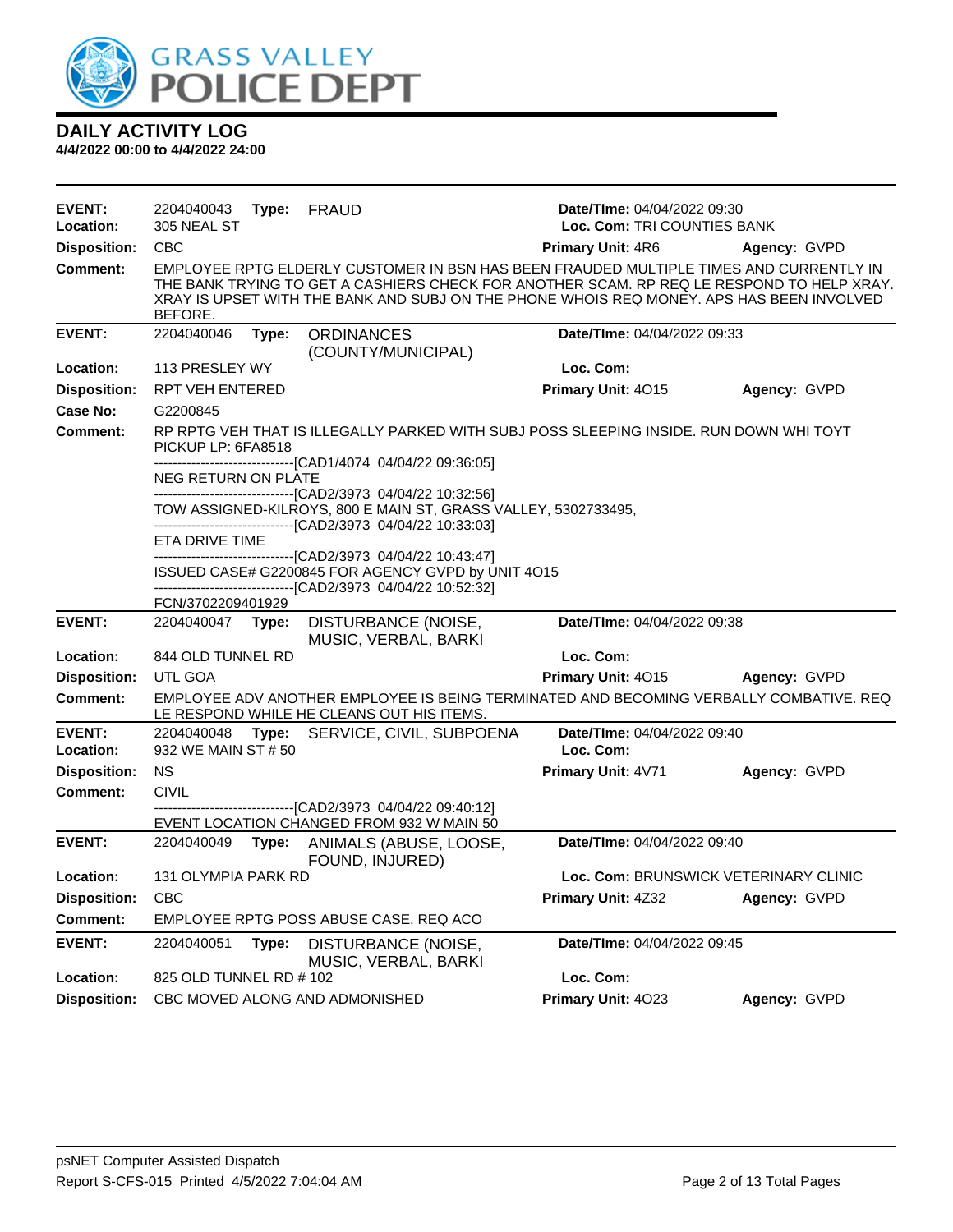# DAILY ACTIVITY LOG

**4/4/2022 00:00 to 4/4/2022 24:00**

---

**EVENT:** 2204040043 **Type:** FRAUD **Date/TIme:** 04/04/2022 09:30
**Location:** 305 NEAL ST **Loc. Com:** TRI COUNTIES BANK
**Disposition:** CBC **Primary Unit:** 4R6 **Agency:** GVPD
**Comment:** EMPLOYEE RPTG ELDERLY CUSTOMER IN BSN HAS BEEN FRAUDED MULTIPLE TIMES AND CURRENTLY IN THE BANK TRYING TO GET A CASHIERS CHECK FOR ANOTHER SCAM. RP REQ LE RESPOND TO HELP XRAY. XRAY IS UPSET WITH THE BANK AND SUBJ ON THE PHONE WHOIS REQ MONEY. APS HAS BEEN INVOLVED BEFORE.

---

**EVENT:** 2204040046 **Type:** ORDINANCES (COUNTY/MUNICIPAL) **Date/TIme:** 04/04/2022 09:33
**Location:** 113 PRESLEY WY **Loc. Com:**
**Disposition:** RPT VEH ENTERED **Primary Unit:** 4O15 **Agency:** GVPD
**Case No:** G2200845
**Comment:** RP RPTG VEH THAT IS ILLEGALLY PARKED WITH SUBJ POSS SLEEPING INSIDE. RUN DOWN WHI TOYT PICKUP LP: 6FA8518

------------------------------[CAD1/4074 04/04/22 09:36:05]
NEG RETURN ON PLATE
------------------------------[CAD2/3973 04/04/22 10:32:56]
TOW ASSIGNED-KILROYS, 800 E MAIN ST, GRASS VALLEY, 5302733495,
------------------------------[CAD2/3973 04/04/22 10:33:03]
ETA DRIVE TIME
------------------------------[CAD2/3973 04/04/22 10:43:47]
ISSUED CASE# G2200845 FOR AGENCY GVPD by UNIT 4O15
------------------------------[CAD2/3973 04/04/22 10:52:32]
FCN/3702209401929

---

**EVENT:** 2204040047 **Type:** DISTURBANCE (NOISE, MUSIC, VERBAL, BARKI **Date/TIme:** 04/04/2022 09:38
**Location:** 844 OLD TUNNEL RD **Loc. Com:**
**Disposition:** UTL GOA **Primary Unit:** 4O15 **Agency:** GVPD
**Comment:** EMPLOYEE ADV ANOTHER EMPLOYEE IS BEING TERMINATED AND BECOMING VERBALLY COMBATIVE. REQ LE RESPOND WHILE HE CLEANS OUT HIS ITEMS.

---

**EVENT:** 2204040048 **Type:** SERVICE, CIVIL, SUBPOENA **Date/TIme:** 04/04/2022 09:40
**Location:** 932 WE MAIN ST # 50 **Loc. Com:**
**Disposition:** NS **Primary Unit:** 4V71 **Agency:** GVPD
**Comment:** CIVIL
------------------------------[CAD2/3973 04/04/22 09:40:12]
EVENT LOCATION CHANGED FROM 932 W MAIN 50

---

**EVENT:** 2204040049 **Type:** ANIMALS (ABUSE, LOOSE, FOUND, INJURED) **Date/TIme:** 04/04/2022 09:40
**Location:** 131 OLYMPIA PARK RD **Loc. Com:** BRUNSWICK VETERINARY CLINIC
**Disposition:** CBC **Primary Unit:** 4Z32 **Agency:** GVPD
**Comment:** EMPLOYEE RPTG POSS ABUSE CASE. REQ ACO

---

**EVENT:** 2204040051 **Type:** DISTURBANCE (NOISE, MUSIC, VERBAL, BARKI **Date/TIme:** 04/04/2022 09:45
**Location:** 825 OLD TUNNEL RD # 102 **Loc. Com:**
**Disposition:** CBC MOVED ALONG AND ADMONISHED **Primary Unit:** 4O23 **Agency:** GVPD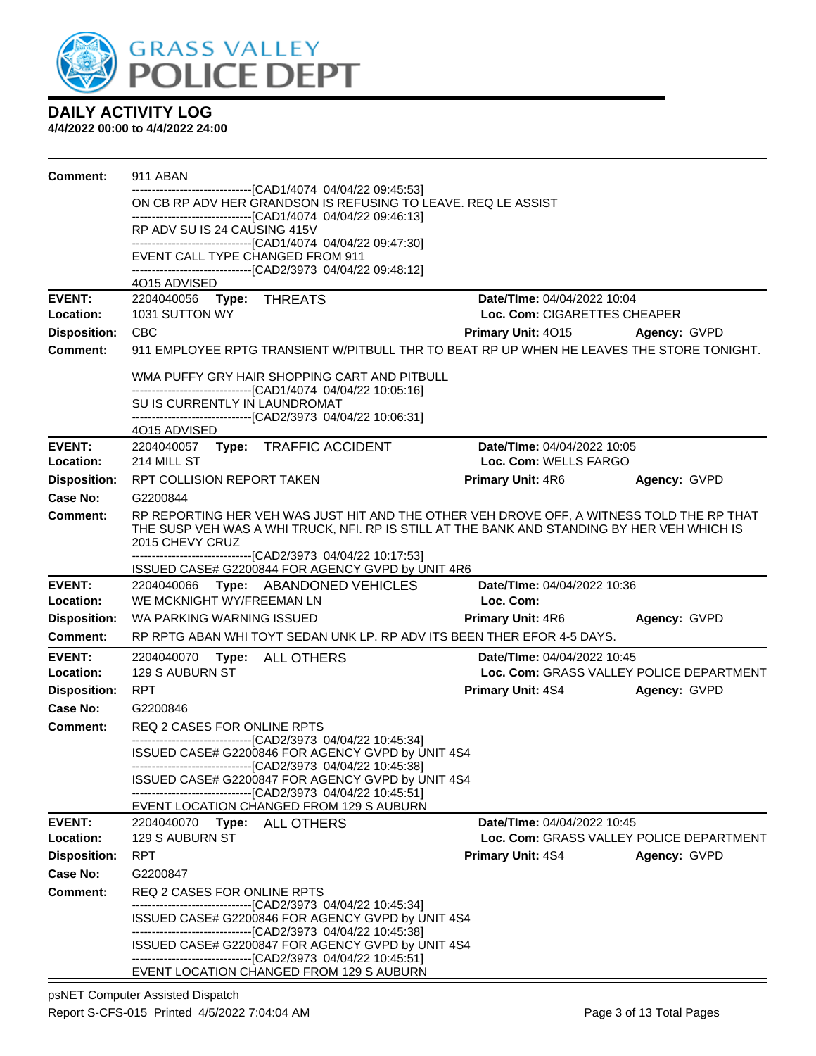# GRASS VALLEY POLICE DEPT

## DAILY ACTIVITY LOG

**4/4/2022 00:00 to 4/4/2022 24:00**

**Comment:** 911 ABAN
------------------------------[CAD1/4074 04/04/22 09:45:53]
ON CB RP ADV HER GRANDSON IS REFUSING TO LEAVE. REQ LE ASSIST
------------------------------[CAD1/4074 04/04/22 09:46:13]
RP ADV SU IS 24 CAUSING 415V
------------------------------[CAD1/4074 04/04/22 09:47:30]
EVENT CALL TYPE CHANGED FROM 911
------------------------------[CAD2/3973 04/04/22 09:48:12]
4O15 ADVISED

---

**EVENT:** 2204040056 **Type:** THREATS **Date/TIme:** 04/04/2022 10:04
**Location:** 1031 SUTTON WY **Loc. Com:** CIGARETTES CHEAPER
**Disposition:** CBC **Primary Unit:** 4O15 **Agency:** GVPD
**Comment:** 911 EMPLOYEE RPTG TRANSIENT W/PITBULL THR TO BEAT RP UP WHEN HE LEAVES THE STORE TONIGHT.

WMA PUFFY GRY HAIR SHOPPING CART AND PITBULL
------------------------------[CAD1/4074 04/04/22 10:05:16]
SU IS CURRENTLY IN LAUNDROMAT
------------------------------[CAD2/3973 04/04/22 10:06:31]
4O15 ADVISED

---

**EVENT:** 2204040057 **Type:** TRAFFIC ACCIDENT **Date/TIme:** 04/04/2022 10:05
**Location:** 214 MILL ST **Loc. Com:** WELLS FARGO
**Disposition:** RPT COLLISION REPORT TAKEN **Primary Unit:** 4R6 **Agency:** GVPD
**Case No:** G2200844
**Comment:** RP REPORTING HER VEH WAS JUST HIT AND THE OTHER VEH DROVE OFF, A WITNESS TOLD THE RP THAT THE SUSP VEH WAS A WHI TRUCK, NFI. RP IS STILL AT THE BANK AND STANDING BY HER VEH WHICH IS 2015 CHEVY CRUZ
------------------------------[CAD2/3973 04/04/22 10:17:53]
ISSUED CASE# G2200844 FOR AGENCY GVPD by UNIT 4R6

---

**EVENT:** 2204040066 **Type:** ABANDONED VEHICLES **Date/TIme:** 04/04/2022 10:36
**Location:** WE MCKNIGHT WY/FREEMAN LN **Loc. Com:**
**Disposition:** WA PARKING WARNING ISSUED **Primary Unit:** 4R6 **Agency:** GVPD
**Comment:** RP RPTG ABAN WHI TOYT SEDAN UNK LP. RP ADV ITS BEEN THER EFOR 4-5 DAYS.

---

**EVENT:** 2204040070 **Type:** ALL OTHERS **Date/TIme:** 04/04/2022 10:45
**Location:** 129 S AUBURN ST **Loc. Com:** GRASS VALLEY POLICE DEPARTMENT
**Disposition:** RPT **Primary Unit:** 4S4 **Agency:** GVPD
**Case No:** G2200846
**Comment:** REQ 2 CASES FOR ONLINE RPTS
------------------------------[CAD2/3973 04/04/22 10:45:34]
ISSUED CASE# G2200846 FOR AGENCY GVPD by UNIT 4S4
------------------------------[CAD2/3973 04/04/22 10:45:38]
ISSUED CASE# G2200847 FOR AGENCY GVPD by UNIT 4S4
------------------------------[CAD2/3973 04/04/22 10:45:51]
EVENT LOCATION CHANGED FROM 129 S AUBURN

---

**EVENT:** 2204040070 **Type:** ALL OTHERS **Date/TIme:** 04/04/2022 10:45
**Location:** 129 S AUBURN ST **Loc. Com:** GRASS VALLEY POLICE DEPARTMENT
**Disposition:** RPT **Primary Unit:** 4S4 **Agency:** GVPD
**Case No:** G2200847
**Comment:** REQ 2 CASES FOR ONLINE RPTS
------------------------------[CAD2/3973 04/04/22 10:45:34]
ISSUED CASE# G2200846 FOR AGENCY GVPD by UNIT 4S4
------------------------------[CAD2/3973 04/04/22 10:45:38]
ISSUED CASE# G2200847 FOR AGENCY GVPD by UNIT 4S4
------------------------------[CAD2/3973 04/04/22 10:45:51]
EVENT LOCATION CHANGED FROM 129 S AUBURN

---

psNET Computer Assisted Dispatch
Report S-CFS-015 Printed 4/5/2022 7:04:04 AM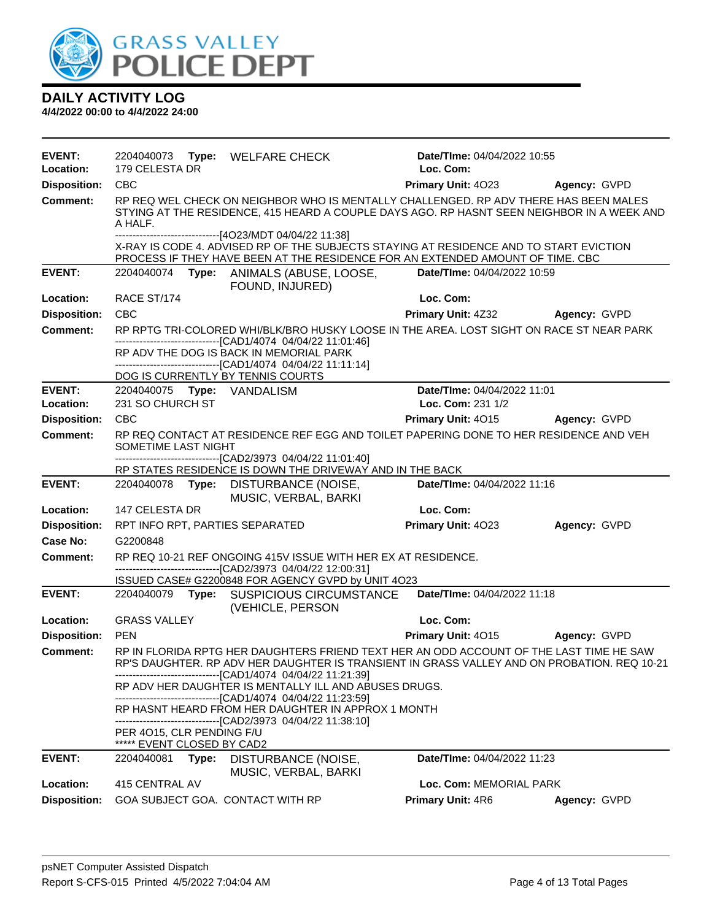# GRASS VALLEY POLICE DEPT

## DAILY ACTIVITY LOG

**4/4/2022 00:00 to 4/4/2022 24:00**

---

**EVENT:** 2204040073 **Type:** WELFARE CHECK **Date/TIme:** 04/04/2022 10:55
**Location:** 179 CELESTA DR **Loc. Com:**
**Disposition:** CBC **Primary Unit:** 4O23 **Agency:** GVPD
**Comment:** RP REQ WEL CHECK ON NEIGHBOR WHO IS MENTALLY CHALLENGED. RP ADV THERE HAS BEEN MALES STYING AT THE RESIDENCE, 415 HEARD A COUPLE DAYS AGO. RP HASNT SEEN NEIGHBOR IN A WEEK AND A HALF.
------------------------------[4O23/MDT 04/04/22 11:38]
X-RAY IS CODE 4. ADVISED RP OF THE SUBJECTS STAYING AT RESIDENCE AND TO START EVICTION PROCESS IF THEY HAVE BEEN AT THE RESIDENCE FOR AN EXTENDED AMOUNT OF TIME. CBC

---

**EVENT:** 2204040074 **Type:** ANIMALS (ABUSE, LOOSE, FOUND, INJURED) **Date/TIme:** 04/04/2022 10:59
**Location:** RACE ST/174 **Loc. Com:**
**Disposition:** CBC **Primary Unit:** 4Z32 **Agency:** GVPD
**Comment:** RP RPTG TRI-COLORED WHI/BLK/BRO HUSKY LOOSE IN THE AREA. LOST SIGHT ON RACE ST NEAR PARK
------------------------------[CAD1/4074 04/04/22 11:01:46]
RP ADV THE DOG IS BACK IN MEMORIAL PARK
------------------------------[CAD1/4074 04/04/22 11:11:14]
DOG IS CURRENTLY BY TENNIS COURTS

---

**EVENT:** 2204040075 **Type:** VANDALISM **Date/TIme:** 04/04/2022 11:01
**Location:** 231 SO CHURCH ST **Loc. Com:** 231 1/2
**Disposition:** CBC **Primary Unit:** 4O15 **Agency:** GVPD
**Comment:** RP REQ CONTACT AT RESIDENCE REF EGG AND TOILET PAPERING DONE TO HER RESIDENCE AND VEH SOMETIME LAST NIGHT
------------------------------[CAD2/3973 04/04/22 11:01:40]
RP STATES RESIDENCE IS DOWN THE DRIVEWAY AND IN THE BACK

---

**EVENT:** 2204040078 **Type:** DISTURBANCE (NOISE, MUSIC, VERBAL, BARKI **Date/TIme:** 04/04/2022 11:16
**Location:** 147 CELESTA DR **Loc. Com:**
**Disposition:** RPT INFO RPT, PARTIES SEPARATED **Primary Unit:** 4O23 **Agency:** GVPD
**Case No:** G2200848
**Comment:** RP REQ 10-21 REF ONGOING 415V ISSUE WITH HER EX AT RESIDENCE.
------------------------------[CAD2/3973 04/04/22 12:00:31]
ISSUED CASE# G2200848 FOR AGENCY GVPD by UNIT 4O23

---

**EVENT:** 2204040079 **Type:** SUSPICIOUS CIRCUMSTANCE (VEHICLE, PERSON **Date/TIme:** 04/04/2022 11:18
**Location:** GRASS VALLEY **Loc. Com:**
**Disposition:** PEN **Primary Unit:** 4O15 **Agency:** GVPD
**Comment:** RP IN FLORIDA RPTG HER DAUGHTERS FRIEND TEXT HER AN ODD ACCOUNT OF THE LAST TIME HE SAW RP'S DAUGHTER. RP ADV HER DAUGHTER IS TRANSIENT IN GRASS VALLEY AND ON PROBATION. REQ 10-21
------------------------------[CAD1/4074 04/04/22 11:21:39]
RP ADV HER DAUGHTER IS MENTALLY ILL AND ABUSES DRUGS.
------------------------------[CAD1/4074 04/04/22 11:23:59]
RP HASNT HEARD FROM HER DAUGHTER IN APPROX 1 MONTH
------------------------------[CAD2/3973 04/04/22 11:38:10]
PER 4O15, CLR PENDING F/U
***** EVENT CLOSED BY CAD2

---

**EVENT:** 2204040081 **Type:** DISTURBANCE (NOISE, MUSIC, VERBAL, BARKI **Date/TIme:** 04/04/2022 11:23
**Location:** 415 CENTRAL AV **Loc. Com:** MEMORIAL PARK
**Disposition:** GOA SUBJECT GOA. CONTACT WITH RP **Primary Unit:** 4R6 **Agency:** GVPD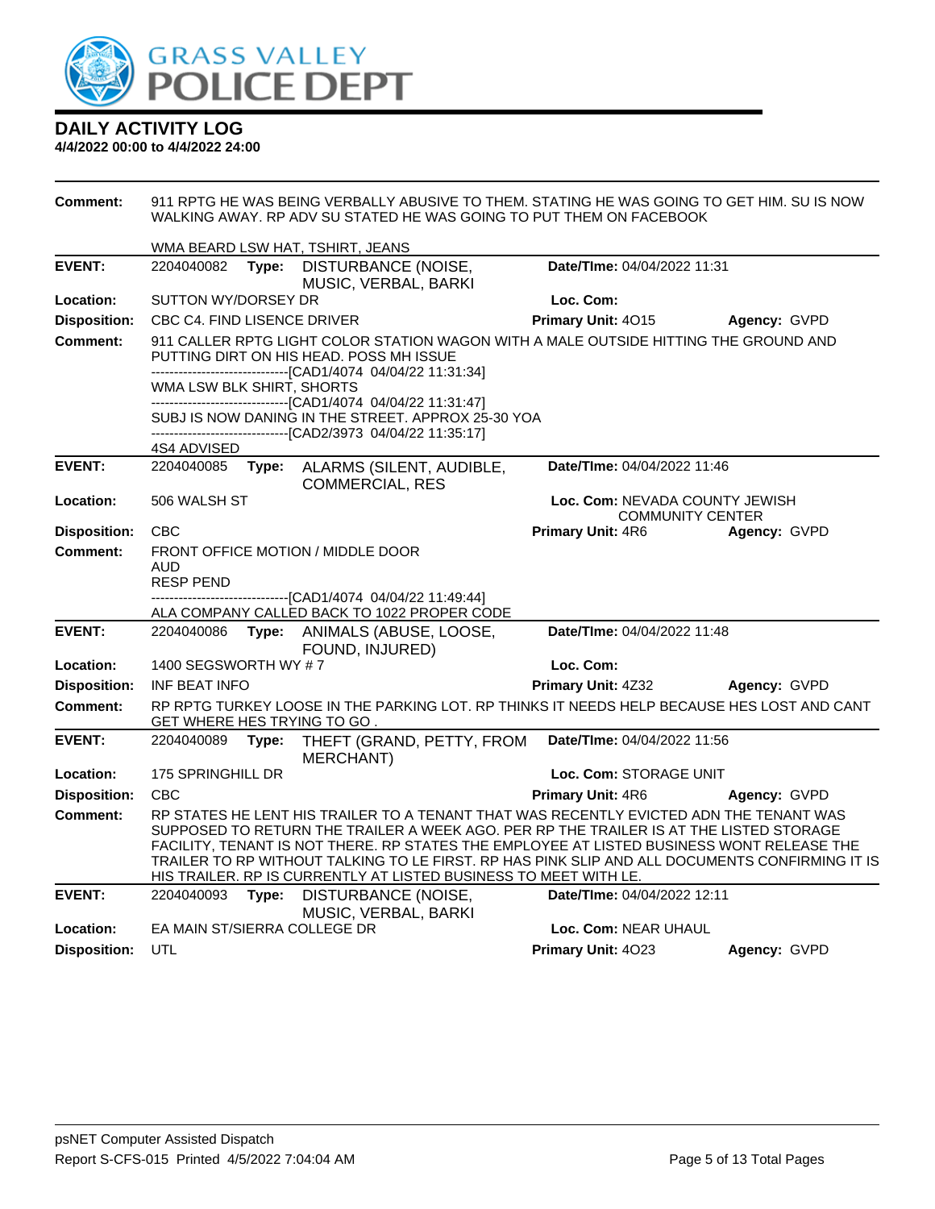# GRASS VALLEY POLICE DEPT

## DAILY ACTIVITY LOG

**4/4/2022 00:00 to 4/4/2022 24:00**

**Comment:** 911 RPTG HE WAS BEING VERBALLY ABUSIVE TO THEM. STATING HE WAS GOING TO GET HIM. SU IS NOW WALKING AWAY. RP ADV SU STATED HE WAS GOING TO PUT THEM ON FACEBOOK

WMA BEARD LSW HAT, TSHIRT, JEANS

---

**EVENT:** 2204040082 **Type:** DISTURBANCE (NOISE, MUSIC, VERBAL, BARKI **Date/TIme:** 04/04/2022 11:31

**Location:** SUTTON WY/DORSEY DR **Loc. Com:**

**Disposition:** CBC C4. FIND LISENCE DRIVER **Primary Unit:** 4O15 **Agency:** GVPD

**Comment:** 911 CALLER RPTG LIGHT COLOR STATION WAGON WITH A MALE OUTSIDE HITTING THE GROUND AND PUTTING DIRT ON HIS HEAD. POSS MH ISSUE

------------------------------[CAD1/4074 04/04/22 11:31:34]

WMA LSW BLK SHIRT, SHORTS

------------------------------[CAD1/4074 04/04/22 11:31:47]

SUBJ IS NOW DANING IN THE STREET. APPROX 25-30 YOA

------------------------------[CAD2/3973 04/04/22 11:35:17]

4S4 ADVISED

---

**EVENT:** 2204040085 **Type:** ALARMS (SILENT, AUDIBLE, COMMERCIAL, RES **Date/TIme:** 04/04/2022 11:46

**Location:** 506 WALSH ST **Loc. Com:** NEVADA COUNTY JEWISH COMMUNITY CENTER

**Disposition:** CBC **Primary Unit:** 4R6 **Agency:** GVPD

**Comment:** FRONT OFFICE MOTION / MIDDLE DOOR
AUD
RESP PEND

------------------------------[CAD1/4074 04/04/22 11:49:44]

ALA COMPANY CALLED BACK TO 1022 PROPER CODE

---

**EVENT:** 2204040086 **Type:** ANIMALS (ABUSE, LOOSE, FOUND, INJURED) **Date/TIme:** 04/04/2022 11:48

**Location:** 1400 SEGSWORTH WY # 7 **Loc. Com:**

**Disposition:** INF BEAT INFO **Primary Unit:** 4Z32 **Agency:** GVPD

**Comment:** RP RPTG TURKEY LOOSE IN THE PARKING LOT. RP THINKS IT NEEDS HELP BECAUSE HES LOST AND CANT GET WHERE HES TRYING TO GO .

---

**EVENT:** 2204040089 **Type:** THEFT (GRAND, PETTY, FROM MERCHANT) **Date/TIme:** 04/04/2022 11:56

**Location:** 175 SPRINGHILL DR **Loc. Com:** STORAGE UNIT

**Disposition:** CBC **Primary Unit:** 4R6 **Agency:** GVPD

**Comment:** RP STATES HE LENT HIS TRAILER TO A TENANT THAT WAS RECENTLY EVICTED ADN THE TENANT WAS SUPPOSED TO RETURN THE TRAILER A WEEK AGO. PER RP THE TRAILER IS AT THE LISTED STORAGE FACILITY, TENANT IS NOT THERE. RP STATES THE EMPLOYEE AT LISTED BUSINESS WONT RELEASE THE TRAILER TO RP WITHOUT TALKING TO LE FIRST. RP HAS PINK SLIP AND ALL DOCUMENTS CONFIRMING IT IS HIS TRAILER. RP IS CURRENTLY AT LISTED BUSINESS TO MEET WITH LE.

---

**EVENT:** 2204040093 **Type:** DISTURBANCE (NOISE, MUSIC, VERBAL, BARKI **Date/TIme:** 04/04/2022 12:11

**Location:** EA MAIN ST/SIERRA COLLEGE DR **Loc. Com:** NEAR UHAUL

**Disposition:** UTL **Primary Unit:** 4O23 **Agency:** GVPD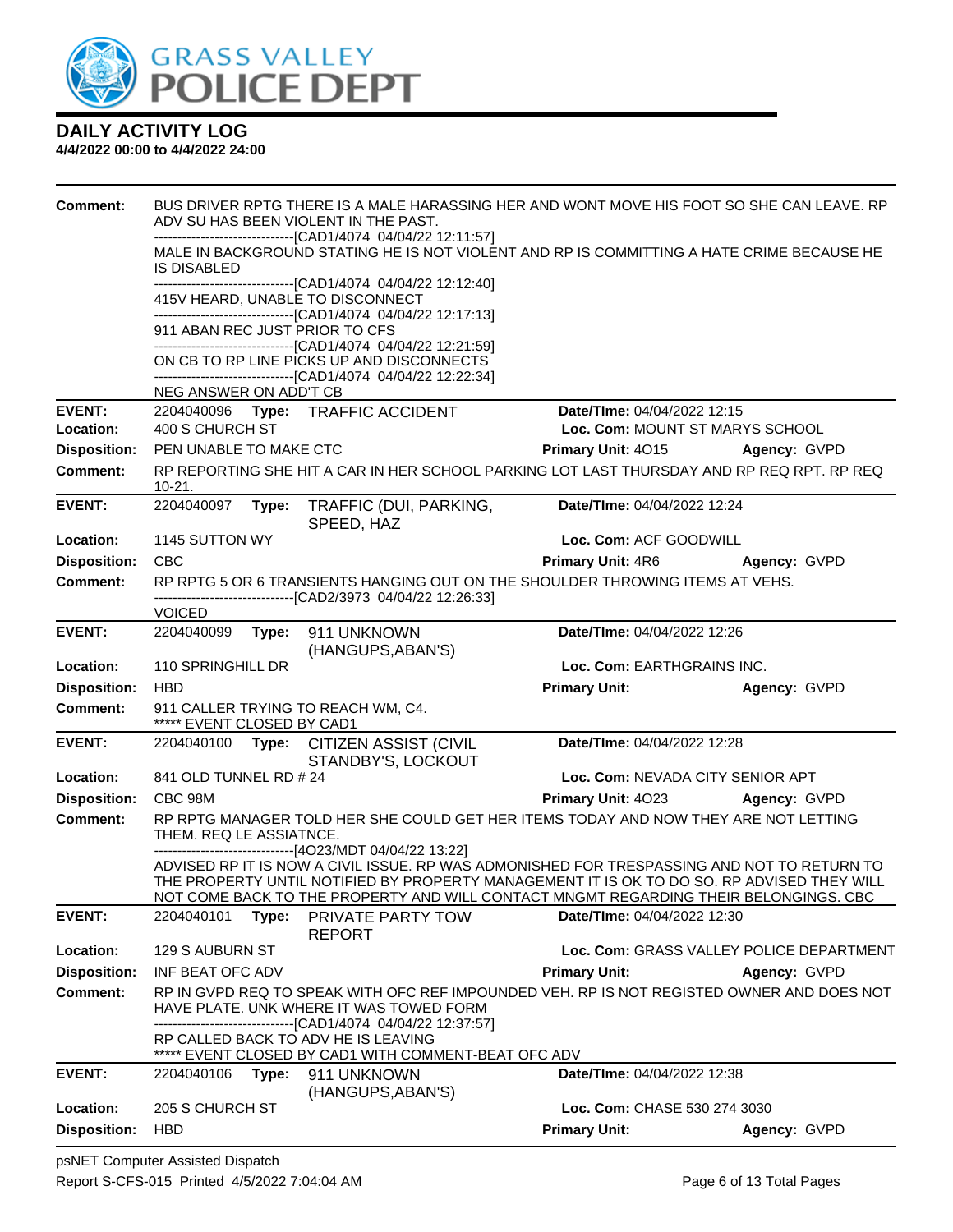# DAILY ACTIVITY LOG

**4/4/2022 00:00 to 4/4/2022 24:00**

**Comment:** BUS DRIVER RPTG THERE IS A MALE HARASSING HER AND WONT MOVE HIS FOOT SO SHE CAN LEAVE. RP ADV SU HAS BEEN VIOLENT IN THE PAST.
------------------------------[CAD1/4074 04/04/22 12:11:57]
MALE IN BACKGROUND STATING HE IS NOT VIOLENT AND RP IS COMMITTING A HATE CRIME BECAUSE HE IS DISABLED
------------------------------[CAD1/4074 04/04/22 12:12:40]
415V HEARD, UNABLE TO DISCONNECT
------------------------------[CAD1/4074 04/04/22 12:17:13]
911 ABAN REC JUST PRIOR TO CFS
------------------------------[CAD1/4074 04/04/22 12:21:59]
ON CB TO RP LINE PICKS UP AND DISCONNECTS
------------------------------[CAD1/4074 04/04/22 12:22:34]
NEG ANSWER ON ADD'T CB

---

**EVENT:** 2204040096 **Type:** TRAFFIC ACCIDENT **Date/TIme:** 04/04/2022 12:15
**Location:** 400 S CHURCH ST **Loc. Com:** MOUNT ST MARYS SCHOOL
**Disposition:** PEN UNABLE TO MAKE CTC **Primary Unit:** 4O15 **Agency:** GVPD
**Comment:** RP REPORTING SHE HIT A CAR IN HER SCHOOL PARKING LOT LAST THURSDAY AND RP REQ RPT. RP REQ 10-21.

---

**EVENT:** 2204040097 **Type:** TRAFFIC (DUI, PARKING, SPEED, HAZ **Date/TIme:** 04/04/2022 12:24
**Location:** 1145 SUTTON WY **Loc. Com:** ACF GOODWILL
**Disposition:** CBC **Primary Unit:** 4R6 **Agency:** GVPD
**Comment:** RP RPTG 5 OR 6 TRANSIENTS HANGING OUT ON THE SHOULDER THROWING ITEMS AT VEHS.
------------------------------[CAD2/3973 04/04/22 12:26:33]
VOICED

---

**EVENT:** 2204040099 **Type:** 911 UNKNOWN (HANGUPS,ABAN'S) **Date/TIme:** 04/04/2022 12:26
**Location:** 110 SPRINGHILL DR **Loc. Com:** EARTHGRAINS INC.
**Disposition:** HBD **Primary Unit:** **Agency:** GVPD
**Comment:** 911 CALLER TRYING TO REACH WM, C4.
***** EVENT CLOSED BY CAD1

---

**EVENT:** 2204040100 **Type:** CITIZEN ASSIST (CIVIL STANDBY'S, LOCKOUT **Date/TIme:** 04/04/2022 12:28
**Location:** 841 OLD TUNNEL RD # 24 **Loc. Com:** NEVADA CITY SENIOR APT
**Disposition:** CBC 98M **Primary Unit:** 4O23 **Agency:** GVPD
**Comment:** RP RPTG MANAGER TOLD HER SHE COULD GET HER ITEMS TODAY AND NOW THEY ARE NOT LETTING THEM. REQ LE ASSIATNCE.
------------------------------[4O23/MDT 04/04/22 13:22]
ADVISED RP IT IS NOW A CIVIL ISSUE. RP WAS ADMONISHED FOR TRESPASSING AND NOT TO RETURN TO THE PROPERTY UNTIL NOTIFIED BY PROPERTY MANAGEMENT IT IS OK TO DO SO. RP ADVISED THEY WILL NOT COME BACK TO THE PROPERTY AND WILL CONTACT MNGMT REGARDING THEIR BELONGINGS. CBC

---

**EVENT:** 2204040101 **Type:** PRIVATE PARTY TOW REPORT **Date/TIme:** 04/04/2022 12:30
**Location:** 129 S AUBURN ST **Loc. Com:** GRASS VALLEY POLICE DEPARTMENT
**Disposition:** INF BEAT OFC ADV **Primary Unit:** **Agency:** GVPD
**Comment:** RP IN GVPD REQ TO SPEAK WITH OFC REF IMPOUNDED VEH. RP IS NOT REGISTED OWNER AND DOES NOT HAVE PLATE. UNK WHERE IT WAS TOWED FORM
------------------------------[CAD1/4074 04/04/22 12:37:57]
RP CALLED BACK TO ADV HE IS LEAVING
***** EVENT CLOSED BY CAD1 WITH COMMENT-BEAT OFC ADV

---

**EVENT:** 2204040106 **Type:** 911 UNKNOWN (HANGUPS,ABAN'S) **Date/TIme:** 04/04/2022 12:38
**Location:** 205 S CHURCH ST **Loc. Com:** CHASE 530 274 3030
**Disposition:** HBD **Primary Unit:** **Agency:** GVPD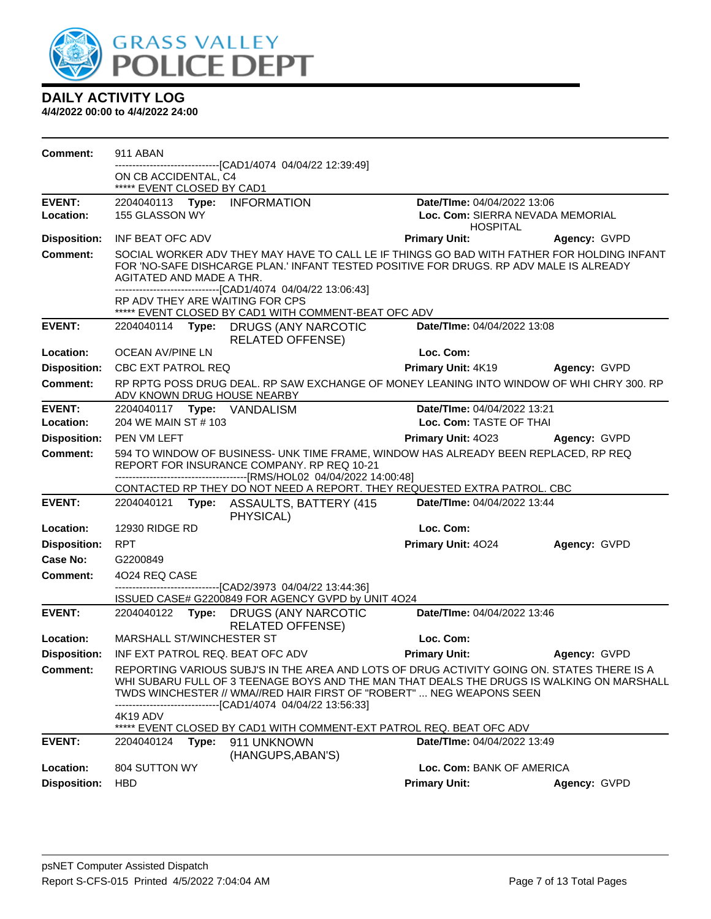# DAILY ACTIVITY LOG

**4/4/2022 00:00 to 4/4/2022 24:00**

**Comment:** 911 ABAN
------------------------------[CAD1/4074 04/04/22 12:39:49]
ON CB ACCIDENTAL, C4
***** EVENT CLOSED BY CAD1

---

**EVENT:** 2204040113 **Type:** INFORMATION **Date/TIme:** 04/04/2022 13:06
**Location:** 155 GLASSON WY **Loc. Com:** SIERRA NEVADA MEMORIAL HOSPITAL
**Disposition:** INF BEAT OFC ADV **Primary Unit:** **Agency:** GVPD
**Comment:** SOCIAL WORKER ADV THEY MAY HAVE TO CALL LE IF THINGS GO BAD WITH FATHER FOR HOLDING INFANT FOR 'NO-SAFE DISHCARGE PLAN.' INFANT TESTED POSITIVE FOR DRUGS. RP ADV MALE IS ALREADY AGITATED AND MADE A THR.
------------------------------[CAD1/4074 04/04/22 13:06:43]
RP ADV THEY ARE WAITING FOR CPS
***** EVENT CLOSED BY CAD1 WITH COMMENT-BEAT OFC ADV

---

**EVENT:** 2204040114 **Type:** DRUGS (ANY NARCOTIC RELATED OFFENSE) **Date/TIme:** 04/04/2022 13:08
**Location:** OCEAN AV/PINE LN **Loc. Com:**
**Disposition:** CBC EXT PATROL REQ **Primary Unit:** 4K19 **Agency:** GVPD
**Comment:** RP RPTG POSS DRUG DEAL. RP SAW EXCHANGE OF MONEY LEANING INTO WINDOW OF WHI CHRY 300. RP ADV KNOWN DRUG HOUSE NEARBY

---

**EVENT:** 2204040117 **Type:** VANDALISM **Date/TIme:** 04/04/2022 13:21
**Location:** 204 WE MAIN ST # 103 **Loc. Com:** TASTE OF THAI
**Disposition:** PEN VM LEFT **Primary Unit:** 4O23 **Agency:** GVPD
**Comment:** 594 TO WINDOW OF BUSINESS- UNK TIME FRAME, WINDOW HAS ALREADY BEEN REPLACED, RP REQ REPORT FOR INSURANCE COMPANY. RP REQ 10-21
--------------------------------------[RMS/HOL02 04/04/2022 14:00:48]
CONTACTED RP THEY DO NOT NEED A REPORT. THEY REQUESTED EXTRA PATROL. CBC

---

**EVENT:** 2204040121 **Type:** ASSAULTS, BATTERY (415 PHYSICAL) **Date/TIme:** 04/04/2022 13:44
**Location:** 12930 RIDGE RD **Loc. Com:**
**Disposition:** RPT **Primary Unit:** 4O24 **Agency:** GVPD
**Case No:** G2200849
**Comment:** 4O24 REQ CASE
------------------------------[CAD2/3973 04/04/22 13:44:36]
ISSUED CASE# G2200849 FOR AGENCY GVPD by UNIT 4O24

---

**EVENT:** 2204040122 **Type:** DRUGS (ANY NARCOTIC RELATED OFFENSE) **Date/TIme:** 04/04/2022 13:46
**Location:** MARSHALL ST/WINCHESTER ST **Loc. Com:**
**Disposition:** INF EXT PATROL REQ. BEAT OFC ADV **Primary Unit:** **Agency:** GVPD
**Comment:** REPORTING VARIOUS SUBJ'S IN THE AREA AND LOTS OF DRUG ACTIVITY GOING ON. STATES THERE IS A WHI SUBARU FULL OF 3 TEENAGE BOYS AND THE MAN THAT DEALS THE DRUGS IS WALKING ON MARSHALL TWDS WINCHESTER // WMA//RED HAIR FIRST OF "ROBERT" ... NEG WEAPONS SEEN
------------------------------[CAD1/4074 04/04/22 13:56:33]
4K19 ADV
***** EVENT CLOSED BY CAD1 WITH COMMENT-EXT PATROL REQ. BEAT OFC ADV

---

**EVENT:** 2204040124 **Type:** 911 UNKNOWN (HANGUPS,ABAN'S) **Date/TIme:** 04/04/2022 13:49
**Location:** 804 SUTTON WY **Loc. Com:** BANK OF AMERICA
**Disposition:** HBD **Primary Unit:** **Agency:** GVPD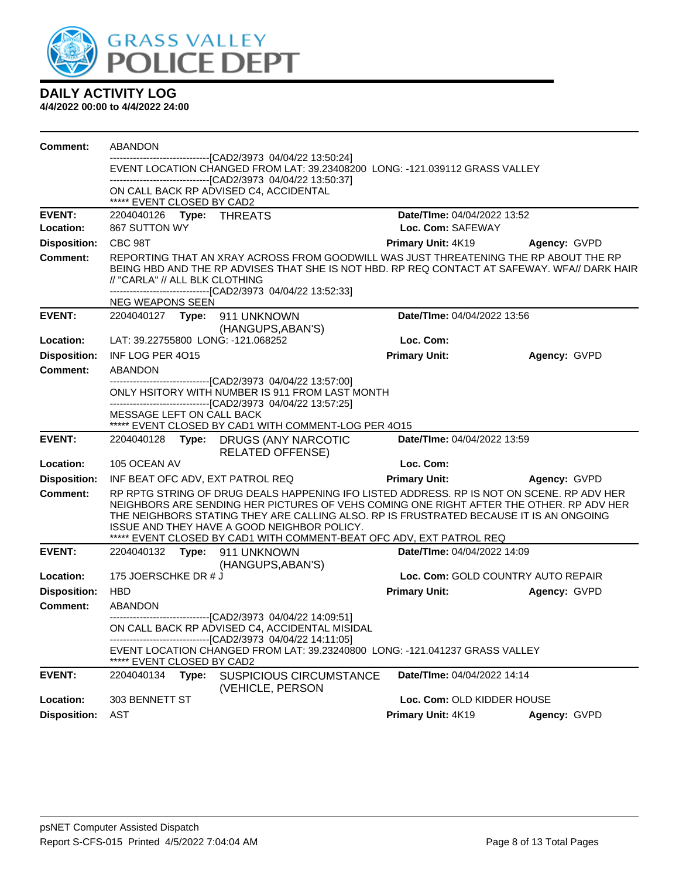# DAILY ACTIVITY LOG

**4/4/2022 00:00 to 4/4/2022 24:00**

**Comment:** ABANDON
------------------------------[CAD2/3973 04/04/22 13:50:24]
EVENT LOCATION CHANGED FROM LAT: 39.23408200 LONG: -121.039112 GRASS VALLEY
------------------------------[CAD2/3973 04/04/22 13:50:37]
ON CALL BACK RP ADVISED C4, ACCIDENTAL
***** EVENT CLOSED BY CAD2

---

**EVENT:** 2204040126 **Type:** THREATS **Date/TIme:** 04/04/2022 13:52
**Location:** 867 SUTTON WY **Loc. Com:** SAFEWAY
**Disposition:** CBC 98T **Primary Unit:** 4K19 **Agency:** GVPD
**Comment:** REPORTING THAT AN XRAY ACROSS FROM GOODWILL WAS JUST THREATENING THE RP ABOUT THE RP BEING HBD AND THE RP ADVISES THAT SHE IS NOT HBD. RP REQ CONTACT AT SAFEWAY. WFA// DARK HAIR // "CARLA" // ALL BLK CLOTHING
------------------------------[CAD2/3973 04/04/22 13:52:33]
NEG WEAPONS SEEN

---

**EVENT:** 2204040127 **Type:** 911 UNKNOWN (HANGUPS,ABAN'S) **Date/TIme:** 04/04/2022 13:56
**Location:** LAT: 39.22755800 LONG: -121.068252 **Loc. Com:**
**Disposition:** INF LOG PER 4O15 **Primary Unit:** **Agency:** GVPD
**Comment:** ABANDON
------------------------------[CAD2/3973 04/04/22 13:57:00]
ONLY HSITORY WITH NUMBER IS 911 FROM LAST MONTH
------------------------------[CAD2/3973 04/04/22 13:57:25]
MESSAGE LEFT ON CALL BACK
***** EVENT CLOSED BY CAD1 WITH COMMENT-LOG PER 4O15

---

**EVENT:** 2204040128 **Type:** DRUGS (ANY NARCOTIC RELATED OFFENSE) **Date/TIme:** 04/04/2022 13:59
**Location:** 105 OCEAN AV **Loc. Com:**
**Disposition:** INF BEAT OFC ADV, EXT PATROL REQ **Primary Unit:** **Agency:** GVPD
**Comment:** RP RPTG STRING OF DRUG DEALS HAPPENING IFO LISTED ADDRESS. RP IS NOT ON SCENE. RP ADV HER NEIGHBORS ARE SENDING HER PICTURES OF VEHS COMING ONE RIGHT AFTER THE OTHER. RP ADV HER THE NEIGHBORS STATING THEY ARE CALLING ALSO. RP IS FRUSTRATED BECAUSE IT IS AN ONGOING ISSUE AND THEY HAVE A GOOD NEIGHBOR POLICY.
***** EVENT CLOSED BY CAD1 WITH COMMENT-BEAT OFC ADV, EXT PATROL REQ

---

**EVENT:** 2204040132 **Type:** 911 UNKNOWN (HANGUPS,ABAN'S) **Date/TIme:** 04/04/2022 14:09
**Location:** 175 JOERSCHKE DR # J **Loc. Com:** GOLD COUNTRY AUTO REPAIR
**Disposition:** HBD **Primary Unit:** **Agency:** GVPD
**Comment:** ABANDON
------------------------------[CAD2/3973 04/04/22 14:09:51]
ON CALL BACK RP ADVISED C4, ACCIDENTAL MISIDAL
------------------------------[CAD2/3973 04/04/22 14:11:05]
EVENT LOCATION CHANGED FROM LAT: 39.23240800 LONG: -121.041237 GRASS VALLEY
***** EVENT CLOSED BY CAD2

---

**EVENT:** 2204040134 **Type:** SUSPICIOUS CIRCUMSTANCE (VEHICLE, PERSON **Date/TIme:** 04/04/2022 14:14
**Location:** 303 BENNETT ST **Loc. Com:** OLD KIDDER HOUSE
**Disposition:** AST **Primary Unit:** 4K19 **Agency:** GVPD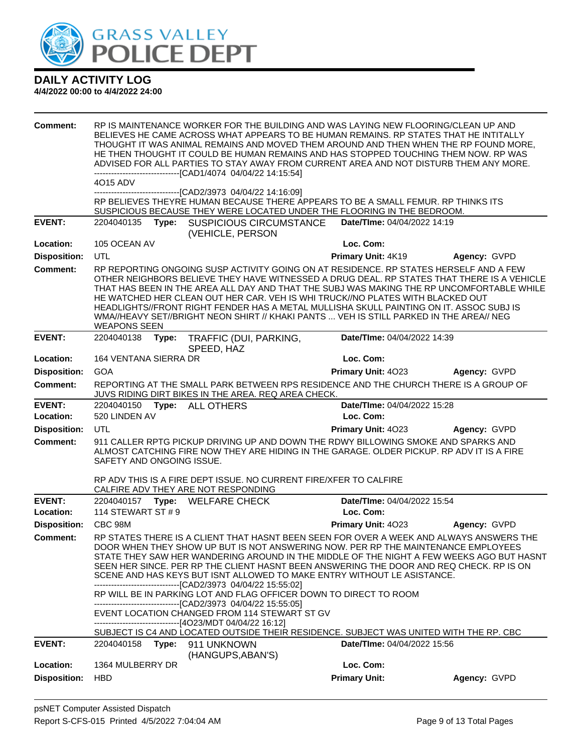# DAILY ACTIVITY LOG

**4/4/2022 00:00 to 4/4/2022 24:00**

**Comment:** RP IS MAINTENANCE WORKER FOR THE BUILDING AND WAS LAYING NEW FLOORING/CLEAN UP AND BELIEVES HE CAME ACROSS WHAT APPEARS TO BE HUMAN REMAINS. RP STATES THAT HE INTITALLY THOUGHT IT WAS ANIMAL REMAINS AND MOVED THEM AROUND AND THEN WHEN THE RP FOUND MORE, HE THEN THOUGHT IT COULD BE HUMAN REMAINS AND HAS STOPPED TOUCHING THEM NOW. RP WAS ADVISED FOR ALL PARTIES TO STAY AWAY FROM CURRENT AREA AND NOT DISTURB THEM ANY MORE.
------------------------------[CAD1/4074 04/04/22 14:15:54]
4O15 ADV
------------------------------[CAD2/3973 04/04/22 14:16:09]
RP BELIEVES THEYRE HUMAN BECAUSE THERE APPEARS TO BE A SMALL FEMUR. RP THINKS ITS SUSPICIOUS BECAUSE THEY WERE LOCATED UNDER THE FLOORING IN THE BEDROOM.

---

**EVENT:** 2204040135 **Type:** SUSPICIOUS CIRCUMSTANCE (VEHICLE, PERSON **Date/TIme:** 04/04/2022 14:19
**Location:** 105 OCEAN AV **Loc. Com:**
**Disposition:** UTL **Primary Unit:** 4K19 **Agency:** GVPD
**Comment:** RP REPORTING ONGOING SUSP ACTIVITY GOING ON AT RESIDENCE. RP STATES HERSELF AND A FEW OTHER NEIGHBORS BELIEVE THEY HAVE WITNESSED A DRUG DEAL. RP STATES THAT THERE IS A VEHICLE THAT HAS BEEN IN THE AREA ALL DAY AND THAT THE SUBJ WAS MAKING THE RP UNCOMFORTABLE WHILE HE WATCHED HER CLEAN OUT HER CAR. VEH IS WHI TRUCK//NO PLATES WITH BLACKED OUT HEADLIGHTS//FRONT RIGHT FENDER HAS A METAL MULLISHA SKULL PAINTING ON IT. ASSOC SUBJ IS WMA//HEAVY SET//BRIGHT NEON SHIRT // KHAKI PANTS ... VEH IS STILL PARKED IN THE AREA// NEG WEAPONS SEEN

---

**EVENT:** 2204040138 **Type:** TRAFFIC (DUI, PARKING, SPEED, HAZ **Date/TIme:** 04/04/2022 14:39
**Location:** 164 VENTANA SIERRA DR **Loc. Com:**
**Disposition:** GOA **Primary Unit:** 4O23 **Agency:** GVPD
**Comment:** REPORTING AT THE SMALL PARK BETWEEN RPS RESIDENCE AND THE CHURCH THERE IS A GROUP OF JUVS RIDING DIRT BIKES IN THE AREA. REQ AREA CHECK.

---

**EVENT:** 2204040150 **Type:** ALL OTHERS **Date/TIme:** 04/04/2022 15:28
**Location:** 520 LINDEN AV **Loc. Com:**
**Disposition:** UTL **Primary Unit:** 4O23 **Agency:** GVPD
**Comment:** 911 CALLER RPTG PICKUP DRIVING UP AND DOWN THE RDWY BILLOWING SMOKE AND SPARKS AND ALMOST CATCHING FIRE NOW THEY ARE HIDING IN THE GARAGE. OLDER PICKUP. RP ADV IT IS A FIRE SAFETY AND ONGOING ISSUE.

RP ADV THIS IS A FIRE DEPT ISSUE. NO CURRENT FIRE/XFER TO CALFIRE
CALFIRE ADV THEY ARE NOT RESPONDING

---

**EVENT:** 2204040157 **Type:** WELFARE CHECK **Date/TIme:** 04/04/2022 15:54
**Location:** 114 STEWART ST # 9 **Loc. Com:**
**Disposition:** CBC 98M **Primary Unit:** 4O23 **Agency:** GVPD
**Comment:** RP STATES THERE IS A CLIENT THAT HASNT BEEN SEEN FOR OVER A WEEK AND ALWAYS ANSWERS THE DOOR WHEN THEY SHOW UP BUT IS NOT ANSWERING NOW. PER RP THE MAINTENANCE EMPLOYEES STATE THEY SAW HER WANDERING AROUND IN THE MIDDLE OF THE NIGHT A FEW WEEKS AGO BUT HASNT SEEN HER SINCE. PER RP THE CLIENT HASNT BEEN ANSWERING THE DOOR AND REQ CHECK. RP IS ON SCENE AND HAS KEYS BUT ISNT ALLOWED TO MAKE ENTRY WITHOUT LE ASISTANCE.
------------------------------[CAD2/3973 04/04/22 15:55:02]
RP WILL BE IN PARKING LOT AND FLAG OFFICER DOWN TO DIRECT TO ROOM
------------------------------[CAD2/3973 04/04/22 15:55:05]
EVENT LOCATION CHANGED FROM 114 STEWART ST GV
------------------------------[4O23/MDT 04/04/22 16:12]
SUBJECT IS C4 AND LOCATED OUTSIDE THEIR RESIDENCE. SUBJECT WAS UNITED WITH THE RP. CBC

---

**EVENT:** 2204040158 **Type:** 911 UNKNOWN (HANGUPS,ABAN'S) **Date/TIme:** 04/04/2022 15:56
**Location:** 1364 MULBERRY DR **Loc. Com:**
**Disposition:** HBD **Primary Unit:** **Agency:** GVPD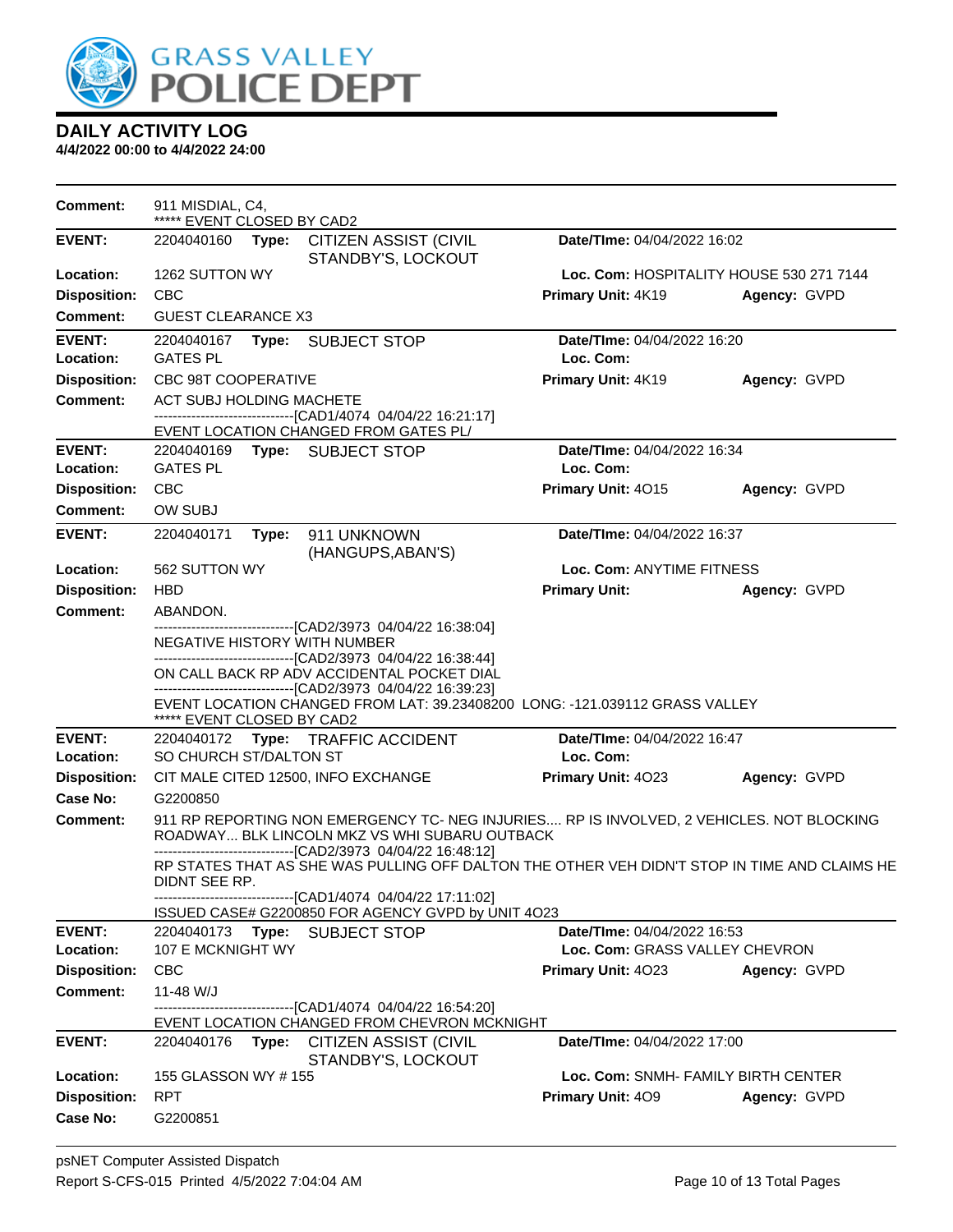# DAILY ACTIVITY LOG

**4/4/2022 00:00 to 4/4/2022 24:00**

**Comment:** 911 MISDIAL, C4,
***** EVENT CLOSED BY CAD2

---

**EVENT:** 2204040160 **Type:** CITIZEN ASSIST (CIVIL STANDBY'S, LOCKOUT **Date/TIme:** 04/04/2022 16:02
**Location:** 1262 SUTTON WY **Loc. Com:** HOSPITALITY HOUSE 530 271 7144
**Disposition:** CBC **Primary Unit:** 4K19 **Agency:** GVPD
**Comment:** GUEST CLEARANCE X3

---

**EVENT:** 2204040167 **Type:** SUBJECT STOP **Date/TIme:** 04/04/2022 16:20
**Location:** GATES PL **Loc. Com:**
**Disposition:** CBC 98T COOPERATIVE **Primary Unit:** 4K19 **Agency:** GVPD
**Comment:** ACT SUBJ HOLDING MACHETE
-------------------------------[CAD1/4074 04/04/22 16:21:17]
EVENT LOCATION CHANGED FROM GATES PL/

---

**EVENT:** 2204040169 **Type:** SUBJECT STOP **Date/TIme:** 04/04/2022 16:34
**Location:** GATES PL **Loc. Com:**
**Disposition:** CBC **Primary Unit:** 4O15 **Agency:** GVPD
**Comment:** OW SUBJ

---

**EVENT:** 2204040171 **Type:** 911 UNKNOWN (HANGUPS,ABAN'S) **Date/TIme:** 04/04/2022 16:37
**Location:** 562 SUTTON WY **Loc. Com:** ANYTIME FITNESS
**Disposition:** HBD **Primary Unit:** **Agency:** GVPD
**Comment:** ABANDON.
-------------------------------[CAD2/3973 04/04/22 16:38:04]
NEGATIVE HISTORY WITH NUMBER
-------------------------------[CAD2/3973 04/04/22 16:38:44]
ON CALL BACK RP ADV ACCIDENTAL POCKET DIAL
-------------------------------[CAD2/3973 04/04/22 16:39:23]
EVENT LOCATION CHANGED FROM LAT: 39.23408200 LONG: -121.039112 GRASS VALLEY
***** EVENT CLOSED BY CAD2

---

**EVENT:** 2204040172 **Type:** TRAFFIC ACCIDENT **Date/TIme:** 04/04/2022 16:47
**Location:** SO CHURCH ST/DALTON ST **Loc. Com:**
**Disposition:** CIT MALE CITED 12500, INFO EXCHANGE **Primary Unit:** 4O23 **Agency:** GVPD
**Case No:** G2200850
**Comment:** 911 RP REPORTING NON EMERGENCY TC- NEG INJURIES.... RP IS INVOLVED, 2 VEHICLES. NOT BLOCKING ROADWAY... BLK LINCOLN MKZ VS WHI SUBARU OUTBACK
-------------------------------[CAD2/3973 04/04/22 16:48:12]
RP STATES THAT AS SHE WAS PULLING OFF DALTON THE OTHER VEH DIDN'T STOP IN TIME AND CLAIMS HE DIDNT SEE RP.
-------------------------------[CAD1/4074 04/04/22 17:11:02]
ISSUED CASE# G2200850 FOR AGENCY GVPD by UNIT 4O23

---

**EVENT:** 2204040173 **Type:** SUBJECT STOP **Date/TIme:** 04/04/2022 16:53
**Location:** 107 E MCKNIGHT WY **Loc. Com:** GRASS VALLEY CHEVRON
**Disposition:** CBC **Primary Unit:** 4O23 **Agency:** GVPD
**Comment:** 11-48 W/J
-------------------------------[CAD1/4074 04/04/22 16:54:20]
EVENT LOCATION CHANGED FROM CHEVRON MCKNIGHT

---

**EVENT:** 2204040176 **Type:** CITIZEN ASSIST (CIVIL STANDBY'S, LOCKOUT **Date/TIme:** 04/04/2022 17:00
**Location:** 155 GLASSON WY # 155 **Loc. Com:** SNMH- FAMILY BIRTH CENTER
**Disposition:** RPT **Primary Unit:** 4O9 **Agency:** GVPD
**Case No:** G2200851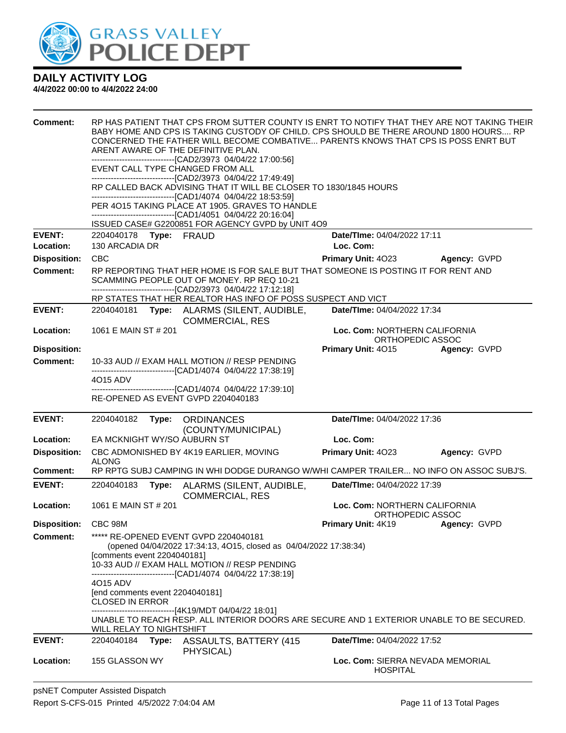# DAILY ACTIVITY LOG

**4/4/2022 00:00 to 4/4/2022 24:00**

**Comment:** RP HAS PATIENT THAT CPS FROM SUTTER COUNTY IS ENRT TO NOTIFY THAT THEY ARE NOT TAKING THEIR BABY HOME AND CPS IS TAKING CUSTODY OF CHILD. CPS SHOULD BE THERE AROUND 1800 HOURS.... RP CONCERNED THE FATHER WILL BECOME COMBATIVE... PARENTS KNOWS THAT CPS IS POSS ENRT BUT ARENT AWARE OF THE DEFINITIVE PLAN.
------------------------------[CAD2/3973 04/04/22 17:00:56]
EVENT CALL TYPE CHANGED FROM ALL
------------------------------[CAD2/3973 04/04/22 17:49:49]
RP CALLED BACK ADVISING THAT IT WILL BE CLOSER TO 1830/1845 HOURS
------------------------------[CAD1/4074 04/04/22 18:53:59]
PER 4O15 TAKING PLACE AT 1905. GRAVES TO HANDLE
------------------------------[CAD1/4051 04/04/22 20:16:04]
ISSUED CASE# G2200851 FOR AGENCY GVPD by UNIT 4O9

---

**EVENT:** 2204040178 **Type:** FRAUD **Date/TIme:** 04/04/2022 17:11
**Location:** 130 ARCADIA DR **Loc. Com:**
**Disposition:** CBC **Primary Unit:** 4O23 **Agency:** GVPD
**Comment:** RP REPORTING THAT HER HOME IS FOR SALE BUT THAT SOMEONE IS POSTING IT FOR RENT AND SCAMMING PEOPLE OUT OF MONEY. RP REQ 10-21
------------------------------[CAD2/3973 04/04/22 17:12:18]
RP STATES THAT HER REALTOR HAS INFO OF POSS SUSPECT AND VICT

---

**EVENT:** 2204040181 **Type:** ALARMS (SILENT, AUDIBLE, COMMERCIAL, RES **Date/TIme:** 04/04/2022 17:34
**Location:** 1061 E MAIN ST # 201 **Loc. Com:** NORTHERN CALIFORNIA ORTHOPEDIC ASSOC
**Disposition:** **Primary Unit:** 4O15 **Agency:** GVPD
**Comment:** 10-33 AUD // EXAM HALL MOTION // RESP PENDING
------------------------------[CAD1/4074 04/04/22 17:38:19]
4O15 ADV
------------------------------[CAD1/4074 04/04/22 17:39:10]
RE-OPENED AS EVENT GVPD 2204040183

---

**EVENT:** 2204040182 **Type:** ORDINANCES (COUNTY/MUNICIPAL) **Date/TIme:** 04/04/2022 17:36
**Location:** EA MCKNIGHT WY/SO AUBURN ST **Loc. Com:**
**Disposition:** CBC ADMONISHED BY 4K19 EARLIER, MOVING ALONG **Primary Unit:** 4O23 **Agency:** GVPD
**Comment:** RP RPTG SUBJ CAMPING IN WHI DODGE DURANGO W/WHI CAMPER TRAILER... NO INFO ON ASSOC SUBJ'S.

---

**EVENT:** 2204040183 **Type:** ALARMS (SILENT, AUDIBLE, COMMERCIAL, RES **Date/TIme:** 04/04/2022 17:39
**Location:** 1061 E MAIN ST # 201 **Loc. Com:** NORTHERN CALIFORNIA ORTHOPEDIC ASSOC
**Disposition:** CBC 98M **Primary Unit:** 4K19 **Agency:** GVPD
**Comment:** ***** RE-OPENED EVENT GVPD 2204040181
(opened 04/04/2022 17:34:13, 4O15, closed as 04/04/2022 17:38:34)
[comments event 2204040181]
10-33 AUD // EXAM HALL MOTION // RESP PENDING
------------------------------[CAD1/4074 04/04/22 17:38:19]
4O15 ADV
[end comments event 2204040181]
CLOSED IN ERROR
------------------------------[4K19/MDT 04/04/22 18:01]
UNABLE TO REACH RESP. ALL INTERIOR DOORS ARE SECURE AND 1 EXTERIOR UNABLE TO BE SECURED. WILL RELAY TO NIGHTSHIFT

---

**EVENT:** 2204040184 **Type:** ASSAULTS, BATTERY (415 PHYSICAL) **Date/TIme:** 04/04/2022 17:52
**Location:** 155 GLASSON WY **Loc. Com:** SIERRA NEVADA MEMORIAL HOSPITAL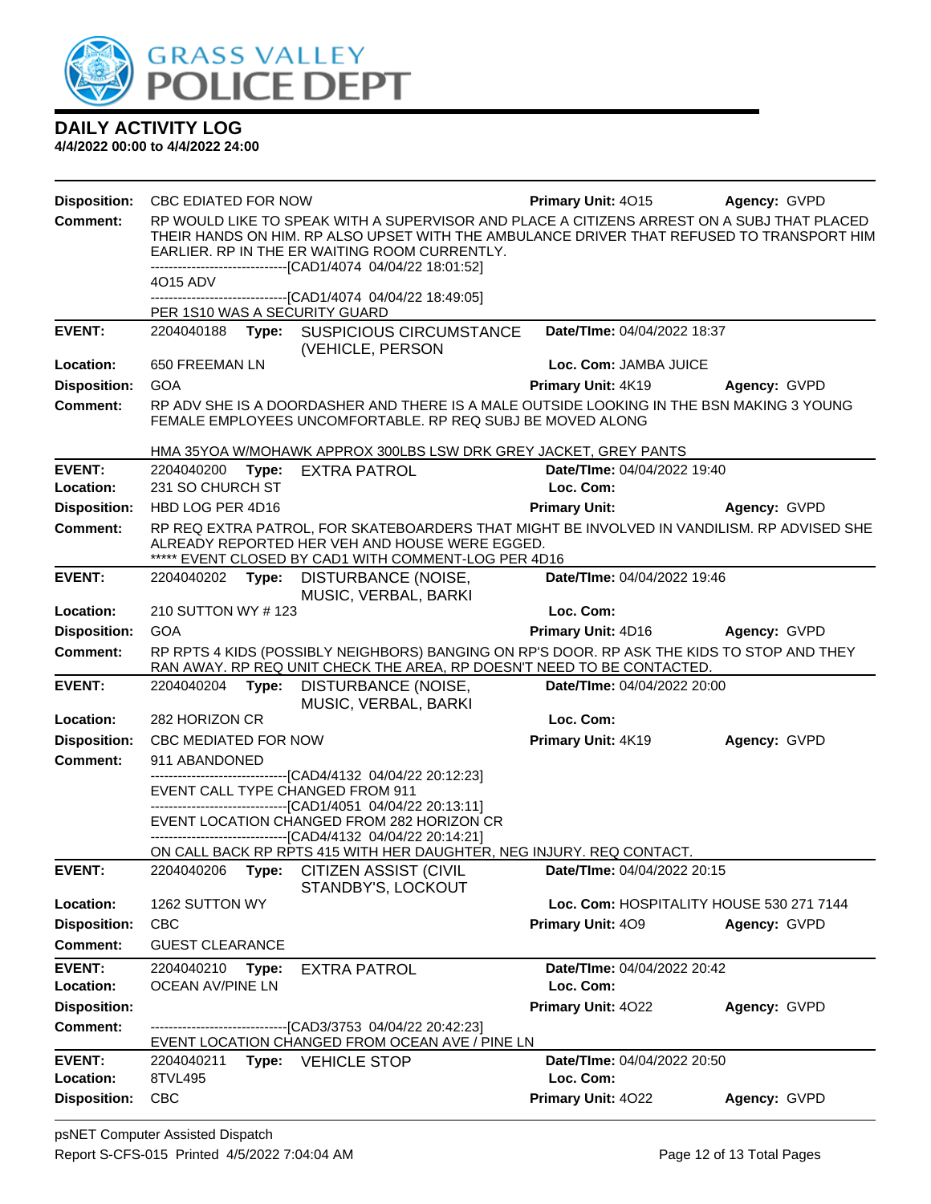# DAILY ACTIVITY LOG

**4/4/2022 00:00 to 4/4/2022 24:00**

**Disposition:** CBC EDIATED FOR NOW **Primary Unit:** 4O15 **Agency:** GVPD

**Comment:** RP WOULD LIKE TO SPEAK WITH A SUPERVISOR AND PLACE A CITIZENS ARREST ON A SUBJ THAT PLACED THEIR HANDS ON HIM. RP ALSO UPSET WITH THE AMBULANCE DRIVER THAT REFUSED TO TRANSPORT HIM EARLIER. RP IN THE ER WAITING ROOM CURRENTLY.
------------------------------[CAD1/4074 04/04/22 18:01:52]
4O15 ADV
------------------------------[CAD1/4074 04/04/22 18:49:05]
PER 1S10 WAS A SECURITY GUARD

---

**EVENT:** 2204040188 **Type:** SUSPICIOUS CIRCUMSTANCE (VEHICLE, PERSON **Date/TIme:** 04/04/2022 18:37
**Location:** 650 FREEMAN LN **Loc. Com:** JAMBA JUICE
**Disposition:** GOA **Primary Unit:** 4K19 **Agency:** GVPD
**Comment:** RP ADV SHE IS A DOORDASHER AND THERE IS A MALE OUTSIDE LOOKING IN THE BSN MAKING 3 YOUNG FEMALE EMPLOYEES UNCOMFORTABLE. RP REQ SUBJ BE MOVED ALONG

HMA 35YOA W/MOHAWK APPROX 300LBS LSW DRK GREY JACKET, GREY PANTS

---

**EVENT:** 2204040200 **Type:** EXTRA PATROL **Date/TIme:** 04/04/2022 19:40
**Location:** 231 SO CHURCH ST **Loc. Com:**
**Disposition:** HBD LOG PER 4D16 **Primary Unit:** **Agency:** GVPD
**Comment:** RP REQ EXTRA PATROL, FOR SKATEBOARDERS THAT MIGHT BE INVOLVED IN VANDILISM. RP ADVISED SHE ALREADY REPORTED HER VEH AND HOUSE WERE EGGED.
***** EVENT CLOSED BY CAD1 WITH COMMENT-LOG PER 4D16

---

**EVENT:** 2204040202 **Type:** DISTURBANCE (NOISE, MUSIC, VERBAL, BARKI **Date/TIme:** 04/04/2022 19:46
**Location:** 210 SUTTON WY # 123 **Loc. Com:**
**Disposition:** GOA **Primary Unit:** 4D16 **Agency:** GVPD
**Comment:** RP RPTS 4 KIDS (POSSIBLY NEIGHBORS) BANGING ON RP'S DOOR. RP ASK THE KIDS TO STOP AND THEY RAN AWAY. RP REQ UNIT CHECK THE AREA, RP DOESN'T NEED TO BE CONTACTED.

---

**EVENT:** 2204040204 **Type:** DISTURBANCE (NOISE, MUSIC, VERBAL, BARKI **Date/TIme:** 04/04/2022 20:00
**Location:** 282 HORIZON CR **Loc. Com:**
**Disposition:** CBC MEDIATED FOR NOW **Primary Unit:** 4K19 **Agency:** GVPD
**Comment:** 911 ABANDONED
------------------------------[CAD4/4132 04/04/22 20:12:23]
EVENT CALL TYPE CHANGED FROM 911
------------------------------[CAD1/4051 04/04/22 20:13:11]
EVENT LOCATION CHANGED FROM 282 HORIZON CR
------------------------------[CAD4/4132 04/04/22 20:14:21]
ON CALL BACK RP RPTS 415 WITH HER DAUGHTER, NEG INJURY. REQ CONTACT.

---

**EVENT:** 2204040206 **Type:** CITIZEN ASSIST (CIVIL STANDBY'S, LOCKOUT **Date/TIme:** 04/04/2022 20:15
**Location:** 1262 SUTTON WY **Loc. Com:** HOSPITALITY HOUSE 530 271 7144
**Disposition:** CBC **Primary Unit:** 4O9 **Agency:** GVPD
**Comment:** GUEST CLEARANCE

---

**EVENT:** 2204040210 **Type:** EXTRA PATROL **Date/TIme:** 04/04/2022 20:42
**Location:** OCEAN AV/PINE LN **Loc. Com:**
**Disposition:** **Primary Unit:** 4O22 **Agency:** GVPD
**Comment:** ------------------------------[CAD3/3753 04/04/22 20:42:23]
EVENT LOCATION CHANGED FROM OCEAN AVE / PINE LN

---

**EVENT:** 2204040211 **Type:** VEHICLE STOP **Date/TIme:** 04/04/2022 20:50
**Location:** 8TVL495 **Loc. Com:**
**Disposition:** CBC **Primary Unit:** 4O22 **Agency:** GVPD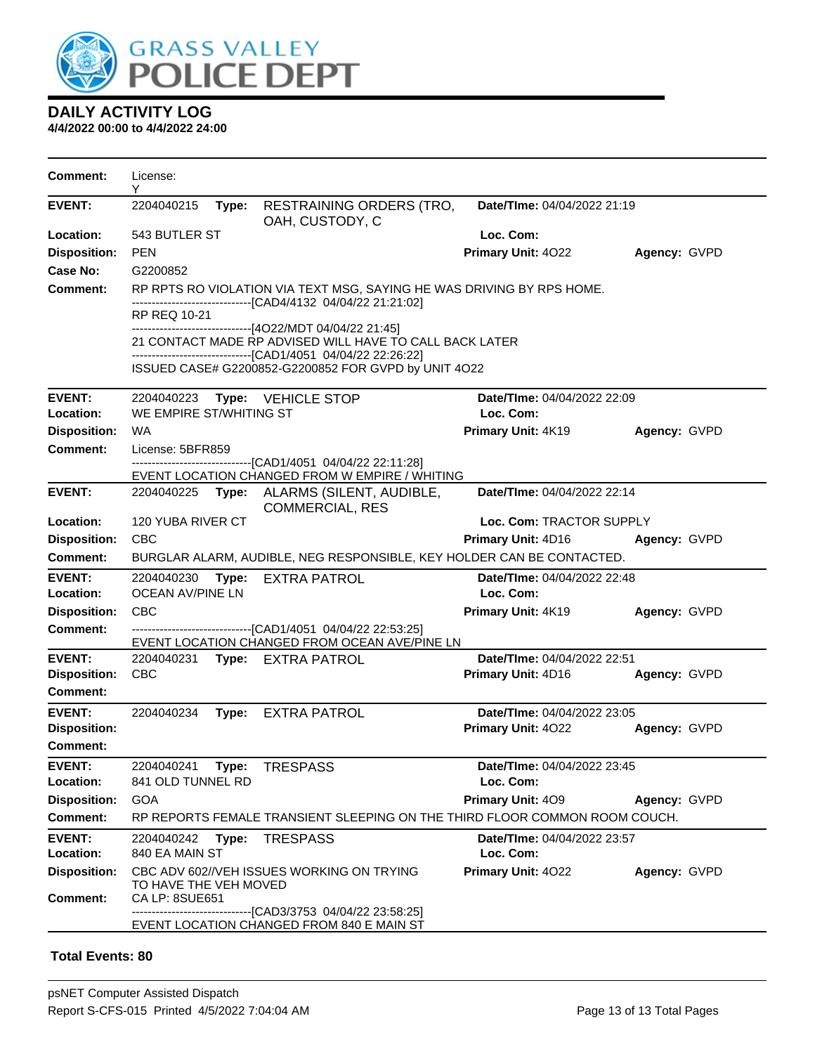# GRASS VALLEY POLICE DEPT

## DAILY ACTIVITY LOG

**4/4/2022 00:00 to 4/4/2022 24:00**

**Comment:** License:
Y

---

**EVENT:** 2204040215 **Type:** RESTRAINING ORDERS (TRO, OAH, CUSTODY, C **Date/TIme:** 04/04/2022 21:19
**Location:** 543 BUTLER ST **Loc. Com:**
**Disposition:** PEN **Primary Unit:** 4O22 **Agency:** GVPD
**Case No:** G2200852
**Comment:** RP RPTS RO VIOLATION VIA TEXT MSG, SAYING HE WAS DRIVING BY RPS HOME.
------------------------------[CAD4/4132 04/04/22 21:21:02]
RP REQ 10-21
------------------------------[4O22/MDT 04/04/22 21:45]
21 CONTACT MADE RP ADVISED WILL HAVE TO CALL BACK LATER
------------------------------[CAD1/4051 04/04/22 22:26:22]
ISSUED CASE# G2200852-G2200852 FOR GVPD by UNIT 4O22

---

**EVENT:** 2204040223 **Type:** VEHICLE STOP **Date/TIme:** 04/04/2022 22:09
**Location:** WE EMPIRE ST/WHITING ST **Loc. Com:**
**Disposition:** WA **Primary Unit:** 4K19 **Agency:** GVPD
**Comment:** License: 5BFR859
------------------------------[CAD1/4051 04/04/22 22:11:28]
EVENT LOCATION CHANGED FROM W EMPIRE / WHITING

---

**EVENT:** 2204040225 **Type:** ALARMS (SILENT, AUDIBLE, COMMERCIAL, RES **Date/TIme:** 04/04/2022 22:14
**Location:** 120 YUBA RIVER CT **Loc. Com:** TRACTOR SUPPLY
**Disposition:** CBC **Primary Unit:** 4D16 **Agency:** GVPD
**Comment:** BURGLAR ALARM, AUDIBLE, NEG RESPONSIBLE, KEY HOLDER CAN BE CONTACTED.

---

**EVENT:** 2204040230 **Type:** EXTRA PATROL **Date/TIme:** 04/04/2022 22:48
**Location:** OCEAN AV/PINE LN **Loc. Com:**
**Disposition:** CBC **Primary Unit:** 4K19 **Agency:** GVPD
**Comment:** ------------------------------[CAD1/4051 04/04/22 22:53:25]
EVENT LOCATION CHANGED FROM OCEAN AVE/PINE LN

---

**EVENT:** 2204040231 **Type:** EXTRA PATROL **Date/TIme:** 04/04/2022 22:51
**Disposition:** CBC **Primary Unit:** 4D16 **Agency:** GVPD
**Comment:**

---

**EVENT:** 2204040234 **Type:** EXTRA PATROL **Date/TIme:** 04/04/2022 23:05
**Disposition:** **Primary Unit:** 4O22 **Agency:** GVPD
**Comment:**

---

**EVENT:** 2204040241 **Type:** TRESPASS **Date/TIme:** 04/04/2022 23:45
**Location:** 841 OLD TUNNEL RD **Loc. Com:**
**Disposition:** GOA **Primary Unit:** 4O9 **Agency:** GVPD
**Comment:** RP REPORTS FEMALE TRANSIENT SLEEPING ON THE THIRD FLOOR COMMON ROOM COUCH.

---

**EVENT:** 2204040242 **Type:** TRESPASS **Date/TIme:** 04/04/2022 23:57
**Location:** 840 EA MAIN ST **Loc. Com:**
**Disposition:** CBC ADV 602//VEH ISSUES WORKING ON TRYING TO HAVE THE VEH MOVED **Primary Unit:** 4O22 **Agency:** GVPD
**Comment:** CA LP: 8SUE651
------------------------------[CAD3/3753 04/04/22 23:58:25]
EVENT LOCATION CHANGED FROM 840 E MAIN ST

---

**Total Events: 80**

psNET Computer Assisted Dispatch
Report S-CFS-015 Printed 4/5/2022 7:04:04 AM